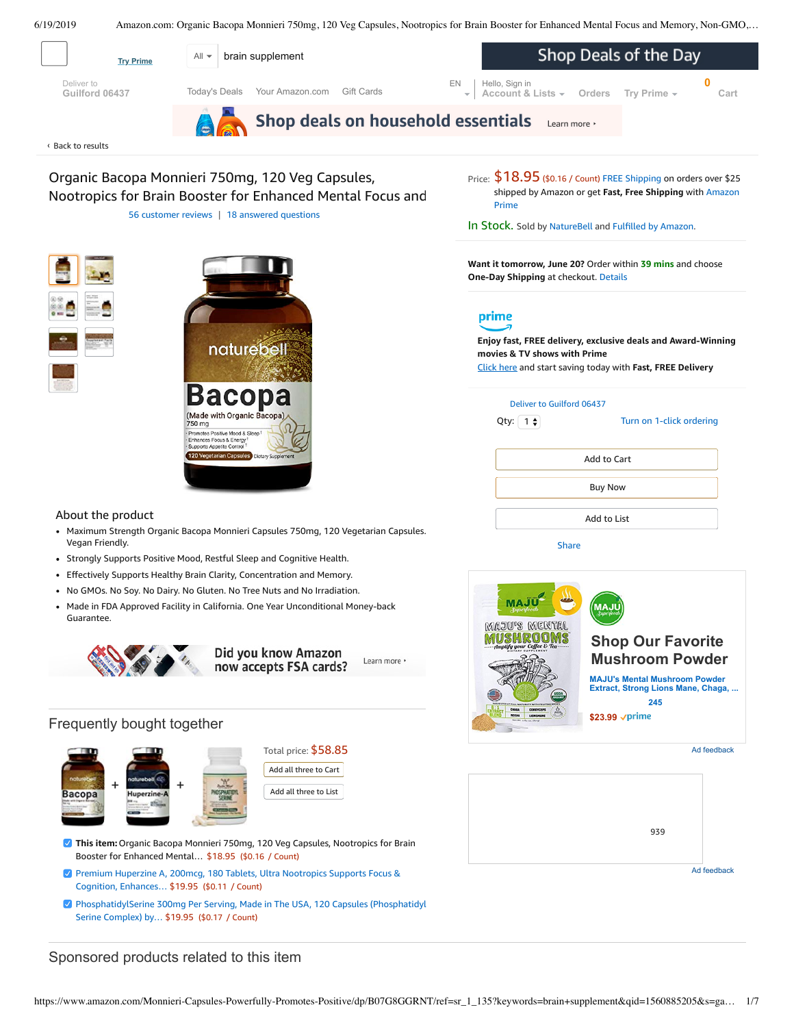Try Prime

All ▾ brain supplement

Shop Deals of the Day

Deliver to
Guilford 06437

Today's Deals Your Amazon.com Gift Cards

EN

Hello, Sign in
Account & Lists ▾ Orders Try Prime ▾

0 Cart

Shop deals on household essentials Learn more ›

‹ Back to results

# Organic Bacopa Monnieri 750mg, 120 Veg Capsules, Nootropics for Brain Booster for Enhanced Mental Focus and

56 customer reviews | 18 answered questions

Price: $18.95 ($0.16 / Count) FREE Shipping on orders over $25 shipped by Amazon or get **Fast, Free Shipping** with Amazon Prime

In Stock. Sold by NatureBell and Fulfilled by Amazon.

**Want it tomorrow, June 20?** Order within **39 mins** and choose **One-Day Shipping** at checkout. Details

prime

**Enjoy fast, FREE delivery, exclusive deals and Award-Winning movies & TV shows with Prime**

Click here and start saving today with **Fast, FREE Delivery**

Deliver to Guilford 06437

Qty: 1 Turn on 1-click ordering

Add to Cart

Buy Now

Add to List

Share

## About the product

- Maximum Strength Organic Bacopa Monnieri Capsules 750mg, 120 Vegetarian Capsules. Vegan Friendly.
- Strongly Supports Positive Mood, Restful Sleep and Cognitive Health.
- Effectively Supports Healthy Brain Clarity, Concentration and Memory.
- No GMOs. No Soy. No Dairy. No Gluten. No Tree Nuts and No Irradiation.
- Made in FDA Approved Facility in California. One Year Unconditional Money-back Guarantee.

Did you know Amazon now accepts FSA cards? Learn more ›

Shop Our Favorite Mushroom Powder

MAJU's Mental Mushroom Powder Extract, Strong Lions Mane, Chaga, ...

245

$23.99 prime

Ad feedback

939

Ad feedback

## Frequently bought together

Total price: $58.85

Add all three to Cart

Add all three to List

- **This item:** Organic Bacopa Monnieri 750mg, 120 Veg Capsules, Nootropics for Brain Booster for Enhanced Mental… $18.95 ($0.16 / Count)
- Premium Huperzine A, 200mcg, 180 Tablets, Ultra Nootropics Supports Focus & Cognition, Enhances… $19.95 ($0.11 / Count)
- PhosphatidylSerine 300mg Per Serving, Made in The USA, 120 Capsules (Phosphatidyl Serine Complex) by… $19.95 ($0.17 / Count)

## Sponsored products related to this item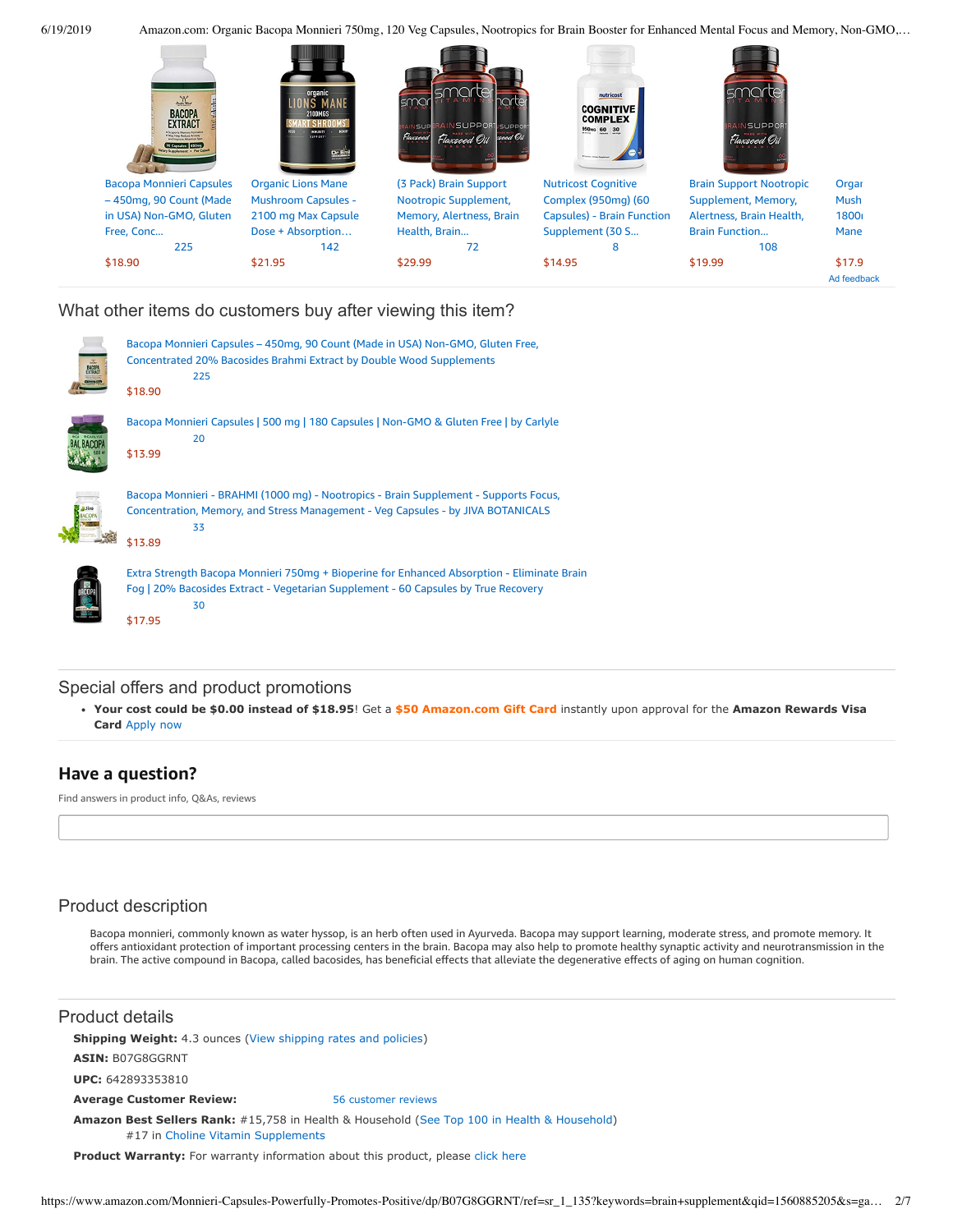| Bacopa Monnieri Capsules – 450mg, 90 Count (Made in USA) Non-GMO, Gluten Free, Conc... | Organic Lions Mane Mushroom Capsules - 2100 mg Max Capsule Dose + Absorption… | (3 Pack) Brain Support Nootropic Supplement, Memory, Alertness, Brain Health, Brain... | Nutricost Cognitive Complex (950mg) (60 Capsules) - Brain Function Supplement (30 S... | Brain Support Nootropic Supplement, Memory, Alertness, Brain Health, Brain Function... | Orga Mush 1800 Mane |
|---|---|---|---|---|---|
| 225 | 142 | 72 | 8 | 108 | |
| $18.90 | $21.95 | $29.99 | $14.95 | $19.99 | $17.9 |

Ad feedback

## What other items do customers buy after viewing this item?

Bacopa Monnieri Capsules – 450mg, 90 Count (Made in USA) Non-GMO, Gluten Free, Concentrated 20% Bacosides Brahmi Extract by Double Wood Supplements
225
$18.90

Bacopa Monnieri Capsules | 500 mg | 180 Capsules | Non-GMO & Gluten Free | by Carlyle
20
$13.99

Bacopa Monnieri - BRAHMI (1000 mg) - Nootropics - Brain Supplement - Supports Focus, Concentration, Memory, and Stress Management - Veg Capsules - by JIVA BOTANICALS
33
$13.89

Extra Strength Bacopa Monnieri 750mg + Bioperine for Enhanced Absorption - Eliminate Brain Fog | 20% Bacosides Extract - Vegetarian Supplement - 60 Capsules by True Recovery
30
$17.95

## Special offers and product promotions

- **Your cost could be $0.00 instead of $18.95**! Get a **$50 Amazon.com Gift Card** instantly upon approval for the **Amazon Rewards Visa Card** Apply now

## Have a question?

Find answers in product info, Q&As, reviews

## Product description

Bacopa monnieri, commonly known as water hyssop, is an herb often used in Ayurveda. Bacopa may support learning, moderate stress, and promote memory. It offers antioxidant protection of important processing centers in the brain. Bacopa may also help to promote healthy synaptic activity and neurotransmission in the brain. The active compound in Bacopa, called bacosides, has beneficial effects that alleviate the degenerative effects of aging on human cognition.

## Product details

**Shipping Weight:** 4.3 ounces (View shipping rates and policies)

**ASIN:** B07G8GGRNT

**UPC:** 642893353810

**Average Customer Review:** 56 customer reviews

**Amazon Best Sellers Rank:** #15,758 in Health & Household (See Top 100 in Health & Household)
#17 in Choline Vitamin Supplements

**Product Warranty:** For warranty information about this product, please click here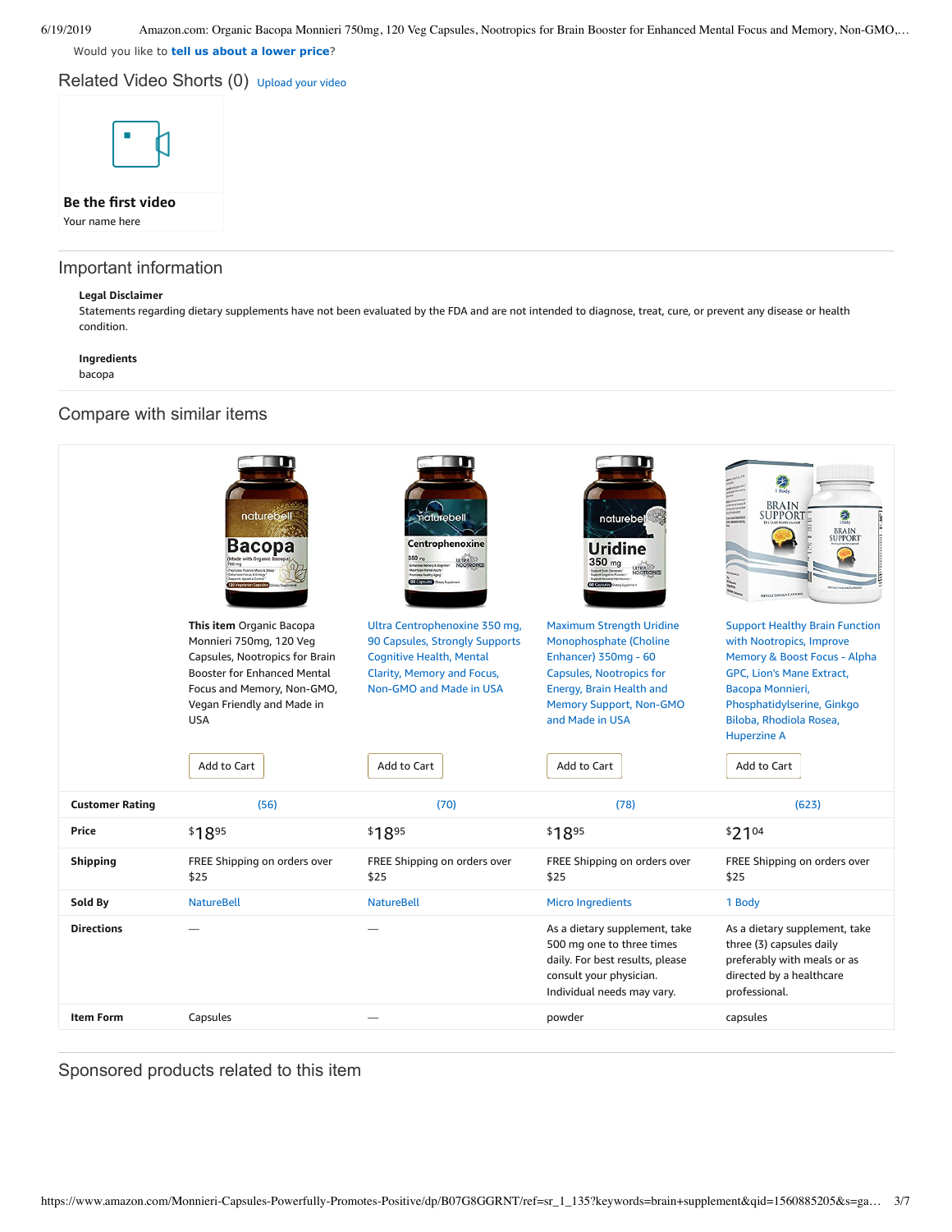Would you like to **tell us about a lower price**?

## Related Video Shorts (0) Upload your video

**Be the first video**

Your name here

## Important information

**Legal Disclaimer**

Statements regarding dietary supplements have not been evaluated by the FDA and are not intended to diagnose, treat, cure, or prevent any disease or health condition.

**Ingredients**

bacopa

## Compare with similar items

| | **This item** Organic Bacopa Monnieri 750mg, 120 Veg Capsules, Nootropics for Brain Booster for Enhanced Mental Focus and Memory, Non-GMO, Vegan Friendly and Made in USA | Ultra Centrophenoxine 350 mg, 90 Capsules, Strongly Supports Cognitive Health, Mental Clarity, Memory and Focus, Non-GMO and Made in USA | Maximum Strength Uridine Monophosphate (Choline Enhancer) 350mg - 60 Capsules, Nootropics for Energy, Brain Health and Memory Support, Non-GMO and Made in USA | Support Healthy Brain Function with Nootropics, Improve Memory & Boost Focus - Alpha GPC, Lion's Mane Extract, Bacopa Monnieri, Phosphatidylserine, Ginkgo Biloba, Rhodiola Rosea, Huperzine A |
|---|---|---|---|---|
| | Add to Cart | Add to Cart | Add to Cart | Add to Cart |
| **Customer Rating** | (56) | (70) | (78) | (623) |
| **Price** | $18.95 | $18.95 | $18.95 | $21.04 |
| **Shipping** | FREE Shipping on orders over $25 | FREE Shipping on orders over $25 | FREE Shipping on orders over $25 | FREE Shipping on orders over $25 |
| **Sold By** | NatureBell | NatureBell | Micro Ingredients | 1 Body |
| **Directions** | — | — | As a dietary supplement, take 500 mg one to three times daily. For best results, please consult your physician. Individual needs may vary. | As a dietary supplement, take three (3) capsules daily preferably with meals or as directed by a healthcare professional. |
| **Item Form** | Capsules | — | powder | capsules |

## Sponsored products related to this item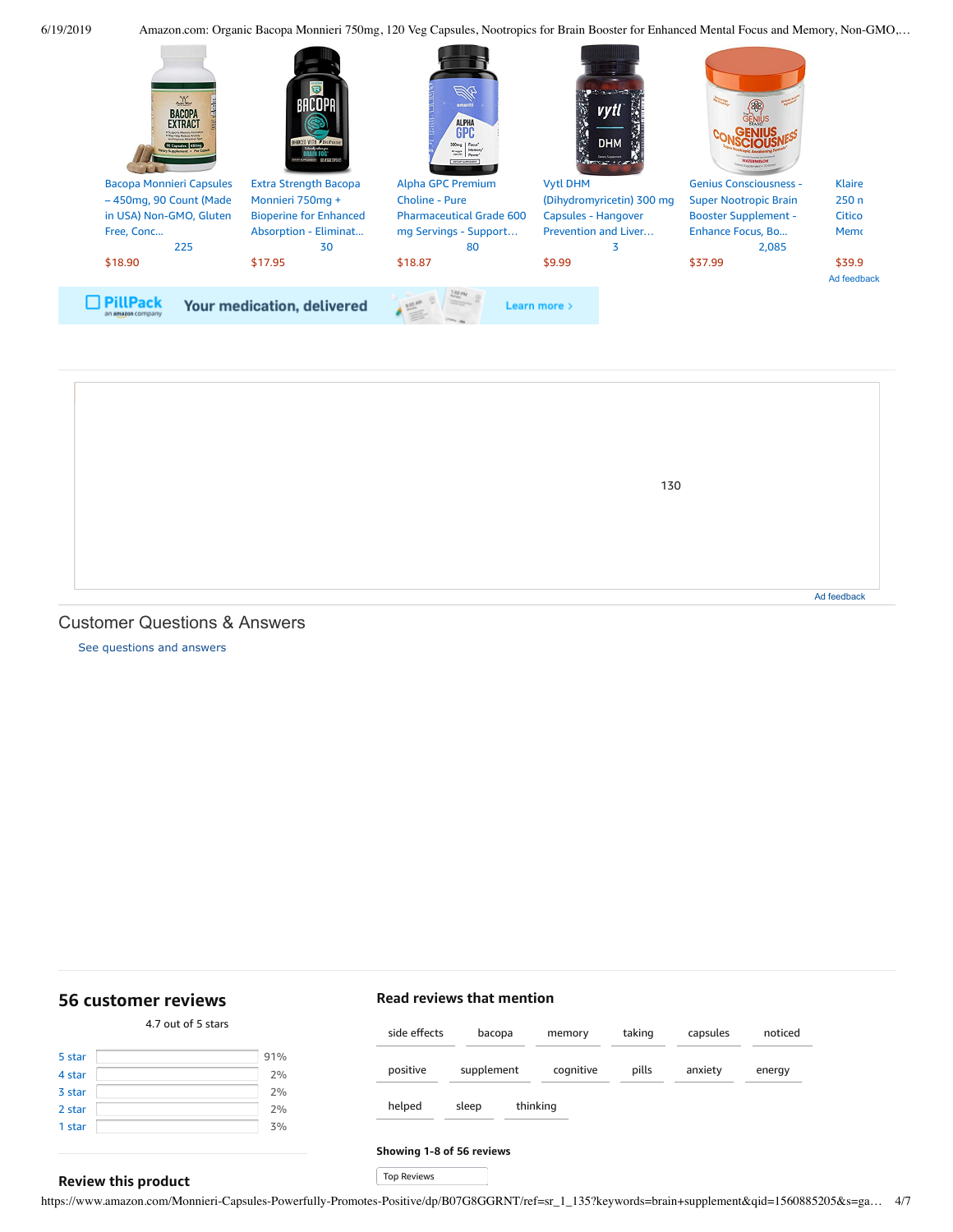| Bacopa Monnieri Capsules – 450mg, 90 Count (Made in USA) Non-GMO, Gluten Free, Conc… | Extra Strength Bacopa Monnieri 750mg + Bioperine for Enhanced Absorption - Eliminat… | Alpha GPC Premium Choline - Pure Pharmaceutical Grade 600 mg Servings - Support… | Vytl DHM (Dihydromyricetin) 300 mg Capsules - Hangover Prevention and Liver… | Genius Consciousness - Super Nootropic Brain Booster Supplement - Enhance Focus, Bo… | Klaire 250 n Citico Memo |
|---|---|---|---|---|---|
| 225 | 30 | 80 | 3 | 2,085 | |
| $18.90 | $17.95 | $18.87 | $9.99 | $37.99 | $39.9 |

Ad feedback

PillPack an amazon company — Your medication, delivered — Learn more ›

130

Ad feedback

## Customer Questions & Answers

See questions and answers

## 56 customer reviews

4.7 out of 5 stars

| | |
|---|---|
| 5 star | 91% |
| 4 star | 2% |
| 3 star | 2% |
| 2 star | 2% |
| 1 star | 3% |

### Read reviews that mention

side effects · bacopa · memory · taking · capsules · noticed · positive · supplement · cognitive · pills · anxiety · energy · helped · sleep · thinking

**Showing 1-8 of 56 reviews**

Top Reviews

## Review this product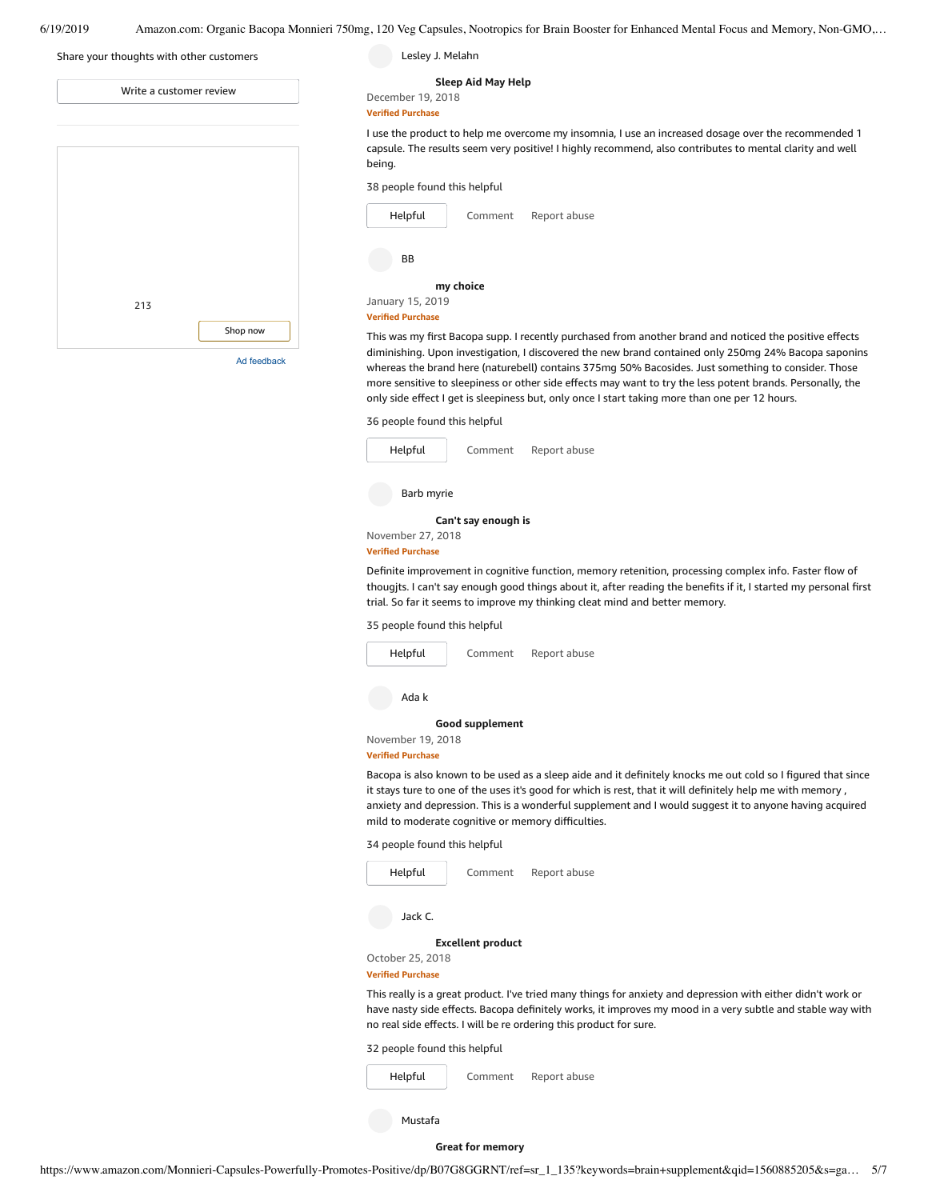Share your thoughts with other customers

Write a customer review

213

Shop now

Ad feedback

Lesley J. Melahn

**Sleep Aid May Help**

December 19, 2018

Verified Purchase

I use the product to help me overcome my insomnia, I use an increased dosage over the recommended 1 capsule. The results seem very positive! I highly recommend, also contributes to mental clarity and well being.

38 people found this helpful

Helpful | Comment | Report abuse

BB

**my choice**

January 15, 2019

Verified Purchase

This was my first Bacopa supp. I recently purchased from another brand and noticed the positive effects diminishing. Upon investigation, I discovered the new brand contained only 250mg 24% Bacopa saponins whereas the brand here (naturebell) contains 375mg 50% Bacosides. Just something to consider. Those more sensitive to sleepiness or other side effects may want to try the less potent brands. Personally, the only side effect I get is sleepiness but, only once I start taking more than one per 12 hours.

36 people found this helpful

Helpful | Comment | Report abuse

Barb myrie

**Can't say enough is**

November 27, 2018

Verified Purchase

Definite improvement in cognitive function, memory retention, processing complex info. Faster flow of thougjts. I can't say enough good things about it, after reading the benefits if it, I started my personal first trial. So far it seems to improve my thinking cleat mind and better memory.

35 people found this helpful

Helpful | Comment | Report abuse

Ada k

**Good supplement**

November 19, 2018

Verified Purchase

Bacopa is also known to be used as a sleep aide and it definitely knocks me out cold so I figured that since it stays ture to one of the uses it's good for which is rest, that it will definitely help me with memory , anxiety and depression. This is a wonderful supplement and I would suggest it to anyone having acquired mild to moderate cognitive or memory difficulties.

34 people found this helpful

Helpful | Comment | Report abuse

Jack C.

**Excellent product**

October 25, 2018

Verified Purchase

This really is a great product. I've tried many things for anxiety and depression with either didn't work or have nasty side effects. Bacopa definitely works, it improves my mood in a very subtle and stable way with no real side effects. I will be re ordering this product for sure.

32 people found this helpful

Helpful | Comment | Report abuse

Mustafa

**Great for memory**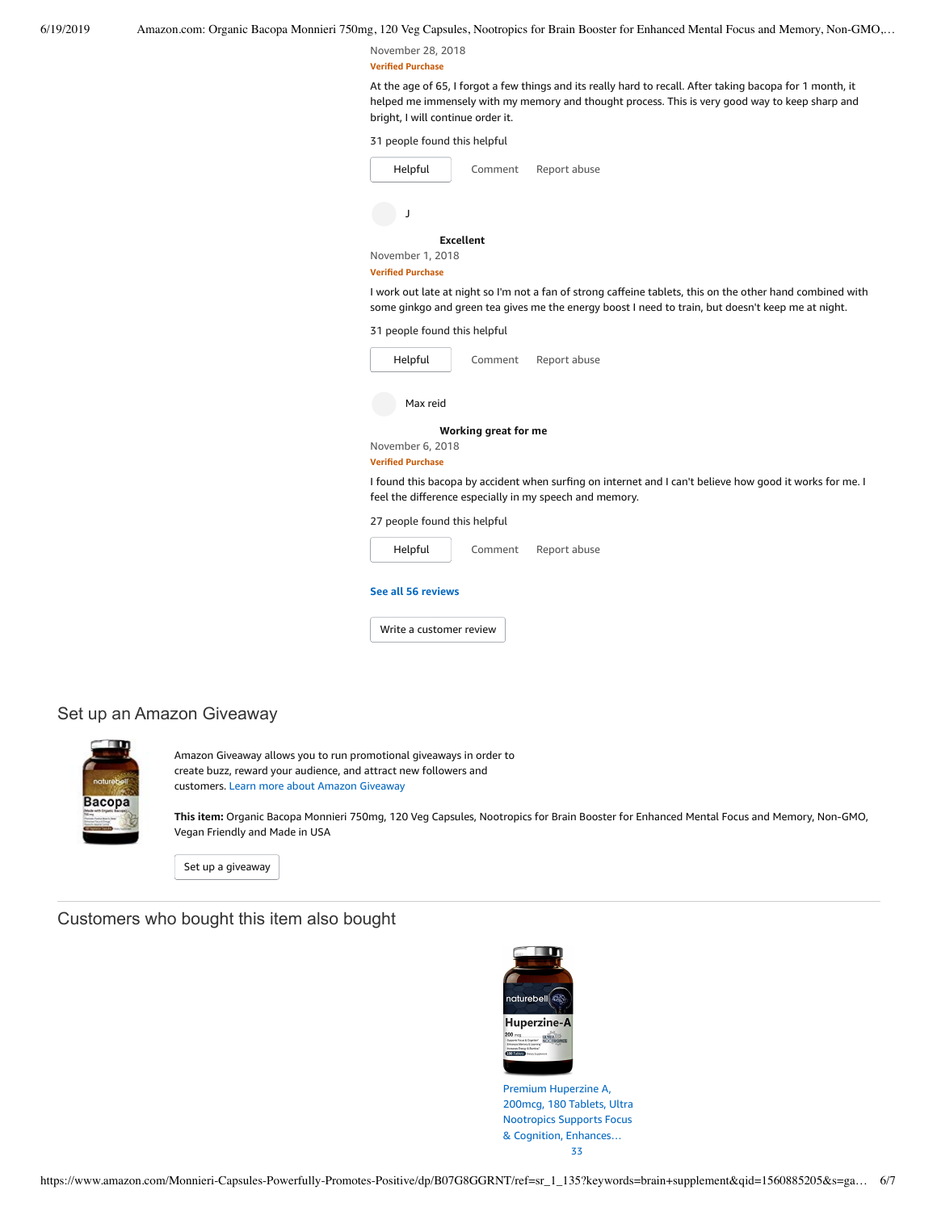November 28, 2018

**Verified Purchase**

At the age of 65, I forgot a few things and its really hard to recall. After taking bacopa for 1 month, it helped me immensely with my memory and thought process. This is very good way to keep sharp and bright, I will continue order it.

31 people found this helpful

Helpful    Comment    Report abuse

J

**Excellent**

November 1, 2018

**Verified Purchase**

I work out late at night so I'm not a fan of strong caffeine tablets, this on the other hand combined with some ginkgo and green tea gives me the energy boost I need to train, but doesn't keep me at night.

31 people found this helpful

Helpful    Comment    Report abuse

Max reid

**Working great for me**

November 6, 2018

**Verified Purchase**

I found this bacopa by accident when surfing on internet and I can't believe how good it works for me. I feel the difference especially in my speech and memory.

27 people found this helpful

Helpful    Comment    Report abuse

**See all 56 reviews**

Write a customer review

## Set up an Amazon Giveaway

Amazon Giveaway allows you to run promotional giveaways in order to create buzz, reward your audience, and attract new followers and customers. Learn more about Amazon Giveaway

**This item:** Organic Bacopa Monnieri 750mg, 120 Veg Capsules, Nootropics for Brain Booster for Enhanced Mental Focus and Memory, Non-GMO, Vegan Friendly and Made in USA

Set up a giveaway

## Customers who bought this item also bought

Premium Huperzine A, 200mcg, 180 Tablets, Ultra Nootropics Supports Focus & Cognition, Enhances…

33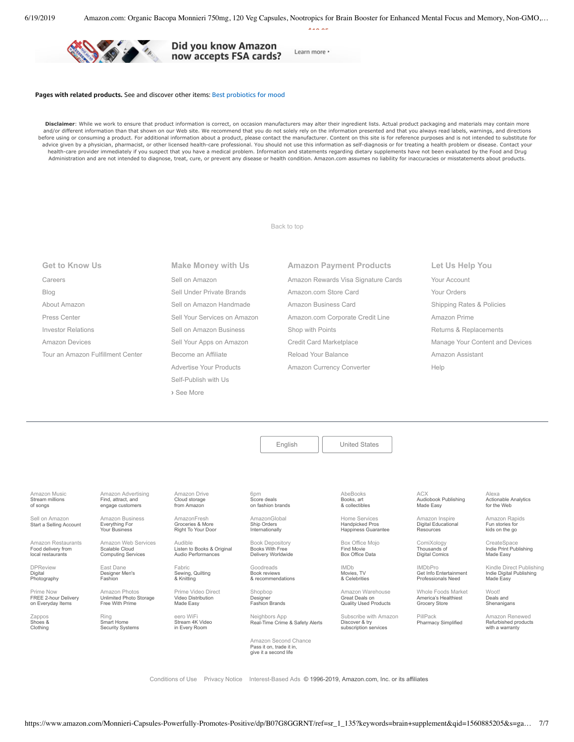Did you know Amazon now accepts FSA cards? Learn more ›

**Pages with related products.** See and discover other items: Best probiotics for mood

**Disclaimer**: While we work to ensure that product information is correct, on occasion manufacturers may alter their ingredient lists. Actual product packaging and materials may contain more and/or different information than that shown on our Web site. We recommend that you do not solely rely on the information presented and that you always read labels, warnings, and directions before using or consuming a product. For additional information about a product, please contact the manufacturer. Content on this site is for reference purposes and is not intended to substitute for advice given by a physician, pharmacist, or other licensed health-care professional. You should not use this information as self-diagnosis or for treating a health problem or disease. Contact your health-care provider immediately if you suspect that you have a medical problem. Information and statements regarding dietary supplements have not been evaluated by the Food and Drug Administration and are not intended to diagnose, treat, cure, or prevent any disease or health condition. Amazon.com assumes no liability for inaccuracies or misstatements about products.

Back to top

### Get to Know Us

- Careers
- Blog
- About Amazon
- Press Center
- Investor Relations
- Amazon Devices
- Tour an Amazon Fulfillment Center

### Make Money with Us

- Sell on Amazon
- Sell Under Private Brands
- Sell on Amazon Handmade
- Sell Your Services on Amazon
- Sell on Amazon Business
- Sell Your Apps on Amazon
- Become an Affiliate
- Advertise Your Products
- Self-Publish with Us
- › See More

### Amazon Payment Products

- Amazon Rewards Visa Signature Cards
- Amazon.com Store Card
- Amazon Business Card
- Amazon.com Corporate Credit Line
- Shop with Points
- Credit Card Marketplace
- Reload Your Balance
- Amazon Currency Converter

### Let Us Help You

- Your Account
- Your Orders
- Shipping Rates & Policies
- Amazon Prime
- Returns & Replacements
- Manage Your Content and Devices
- Amazon Assistant
- Help

English | United States

| | | | | | | |
|---|---|---|---|---|---|---|
| Amazon Music Stream millions of songs | Amazon Advertising Find, attract, and engage customers | Amazon Drive Cloud storage from Amazon | 6pm Score deals on fashion brands | AbeBooks Books, art & collectibles | ACX Audiobook Publishing Made Easy | Alexa Actionable Analytics for the Web |
| Sell on Amazon Start a Selling Account | Amazon Business Everything For Your Business | AmazonFresh Groceries & More Right To Your Door | AmazonGlobal Ship Orders Internationally | Home Services Handpicked Pros Happiness Guarantee | Amazon Inspire Digital Educational Resources | Amazon Rapids Fun stories for kids on the go |
| Amazon Restaurants Food delivery from local restaurants | Amazon Web Services Scalable Cloud Computing Services | Audible Listen to Books & Original Audio Performances | Book Depository Books With Free Delivery Worldwide | Box Office Mojo Find Movie Box Office Data | ComiXology Thousands of Digital Comics | CreateSpace Indie Print Publishing Made Easy |
| DPReview Digital Photography | East Dane Designer Men's Fashion | Fabric Sewing, Quilting & Knitting | Goodreads Book reviews & recommendations | IMDb Movies, TV & Celebrities | IMDbPro Get Info Entertainment Professionals Need | Kindle Direct Publishing Indie Digital Publishing Made Easy |
| Prime Now FREE 2-hour Delivery on Everyday Items | Amazon Photos Unlimited Photo Storage Free With Prime | Prime Video Direct Video Distribution Made Easy | Shopbop Designer Fashion Brands | Amazon Warehouse Great Deals on Quality Used Products | Whole Foods Market America's Healthiest Grocery Store | Woot! Deals and Shenanigans |
| Zappos Shoes & Clothing | Ring Smart Home Security Systems | eero WiFi Stream 4K Video in Every Room | Neighbors App Real-Time Crime & Safety Alerts | Subscribe with Amazon Discover & try subscription services | PillPack Pharmacy Simplified | Amazon Renewed Refurbished products with a warranty |
| | | | Amazon Second Chance Pass it on, trade it in, give it a second life | | | |

Conditions of Use | Privacy Notice | Interest-Based Ads © 1996-2019, Amazon.com, Inc. or its affiliates